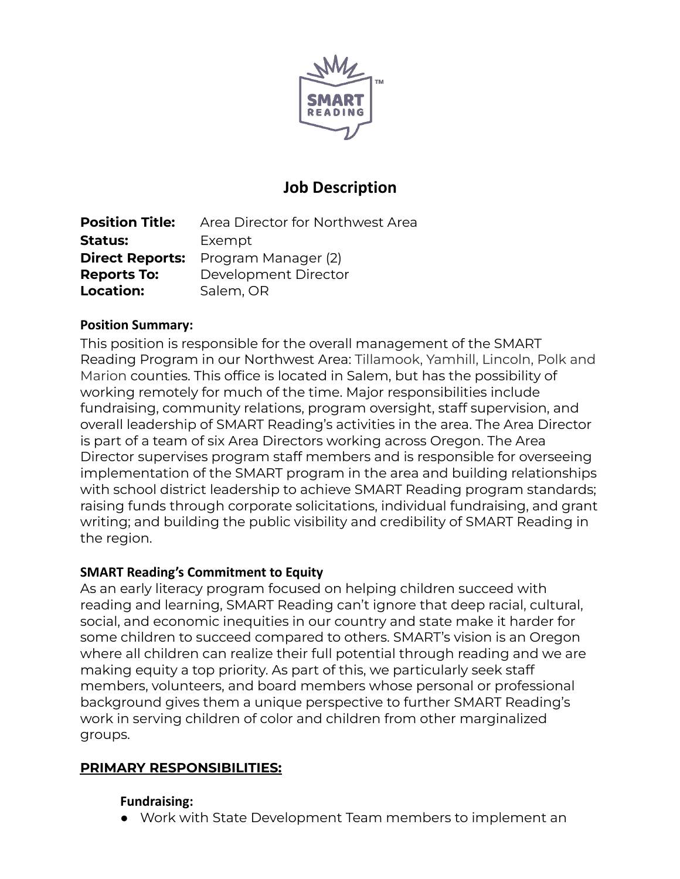# Job Description

**Position Title:** Area Director for Northwest Area
**Status:** Exempt
**Direct Reports:** Program Manager (2)
**Reports To:** Development Director
**Location:** Salem, OR

**Position Summary:**
This position is responsible for the overall management of the SMART Reading Program in our Northwest Area: Tillamook, Yamhill, Lincoln, Polk and Marion counties. This office is located in Salem, but has the possibility of working remotely for much of the time. Major responsibilities include fundraising, community relations, program oversight, staff supervision, and overall leadership of SMART Reading's activities in the area. The Area Director is part of a team of six Area Directors working across Oregon. The Area Director supervises program staff members and is responsible for overseeing implementation of the SMART program in the area and building relationships with school district leadership to achieve SMART Reading program standards; raising funds through corporate solicitations, individual fundraising, and grant writing; and building the public visibility and credibility of SMART Reading in the region.

**SMART Reading's Commitment to Equity**
As an early literacy program focused on helping children succeed with reading and learning, SMART Reading can't ignore that deep racial, cultural, social, and economic inequities in our country and state make it harder for some children to succeed compared to others. SMART's vision is an Oregon where all children can realize their full potential through reading and we are making equity a top priority. As part of this, we particularly seek staff members, volunteers, and board members whose personal or professional background gives them a unique perspective to further SMART Reading's work in serving children of color and children from other marginalized groups.

## PRIMARY RESPONSIBILITIES:

**Fundraising:**

- Work with State Development Team members to implement an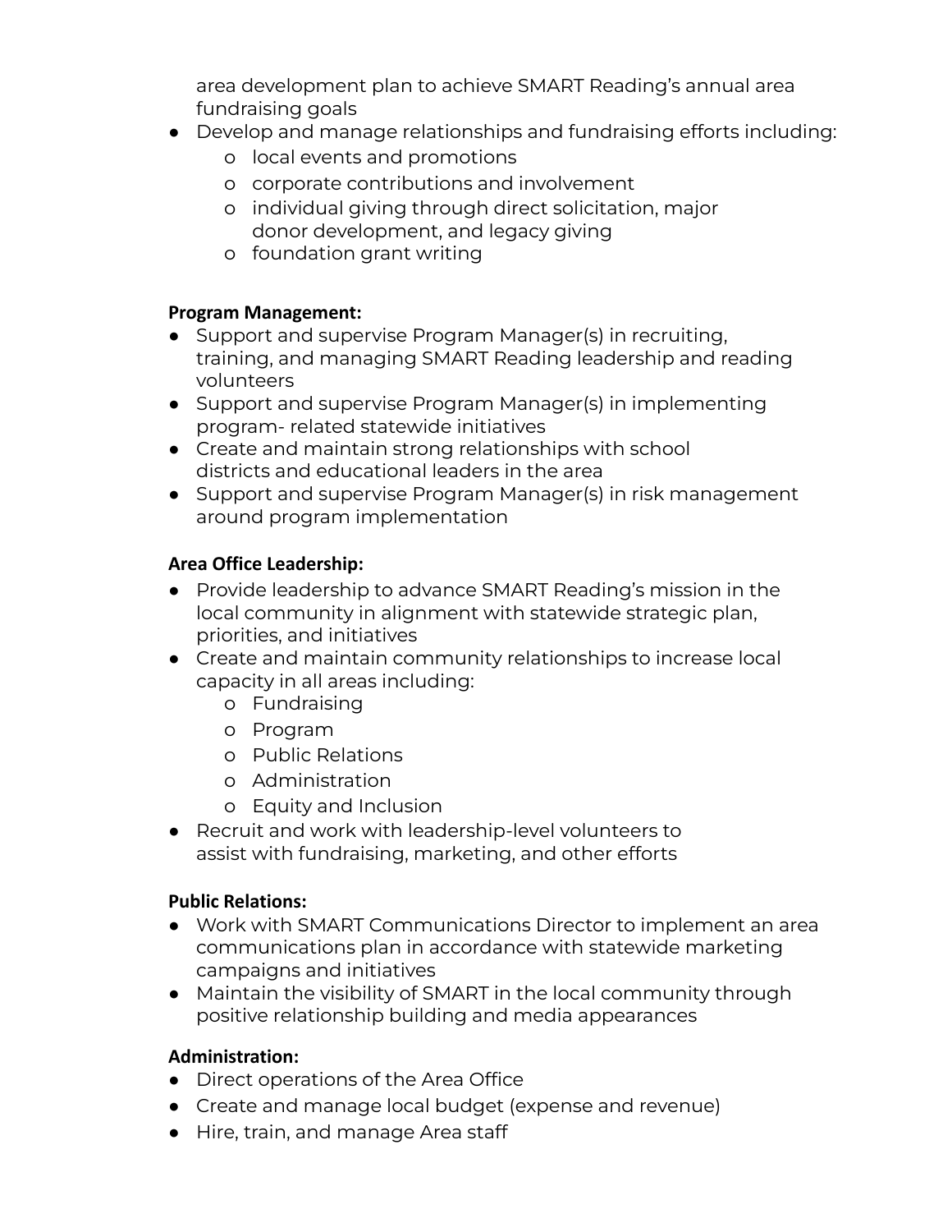area development plan to achieve SMART Reading's annual area fundraising goals

- Develop and manage relationships and fundraising efforts including:
  - local events and promotions
  - corporate contributions and involvement
  - individual giving through direct solicitation, major donor development, and legacy giving
  - foundation grant writing

**Program Management:**

- Support and supervise Program Manager(s) in recruiting, training, and managing SMART Reading leadership and reading volunteers
- Support and supervise Program Manager(s) in implementing program- related statewide initiatives
- Create and maintain strong relationships with school districts and educational leaders in the area
- Support and supervise Program Manager(s) in risk management around program implementation

**Area Office Leadership:**

- Provide leadership to advance SMART Reading's mission in the local community in alignment with statewide strategic plan, priorities, and initiatives
- Create and maintain community relationships to increase local capacity in all areas including:
  - Fundraising
  - Program
  - Public Relations
  - Administration
  - Equity and Inclusion
- Recruit and work with leadership-level volunteers to assist with fundraising, marketing, and other efforts

**Public Relations:**

- Work with SMART Communications Director to implement an area communications plan in accordance with statewide marketing campaigns and initiatives
- Maintain the visibility of SMART in the local community through positive relationship building and media appearances

**Administration:**

- Direct operations of the Area Office
- Create and manage local budget (expense and revenue)
- Hire, train, and manage Area staff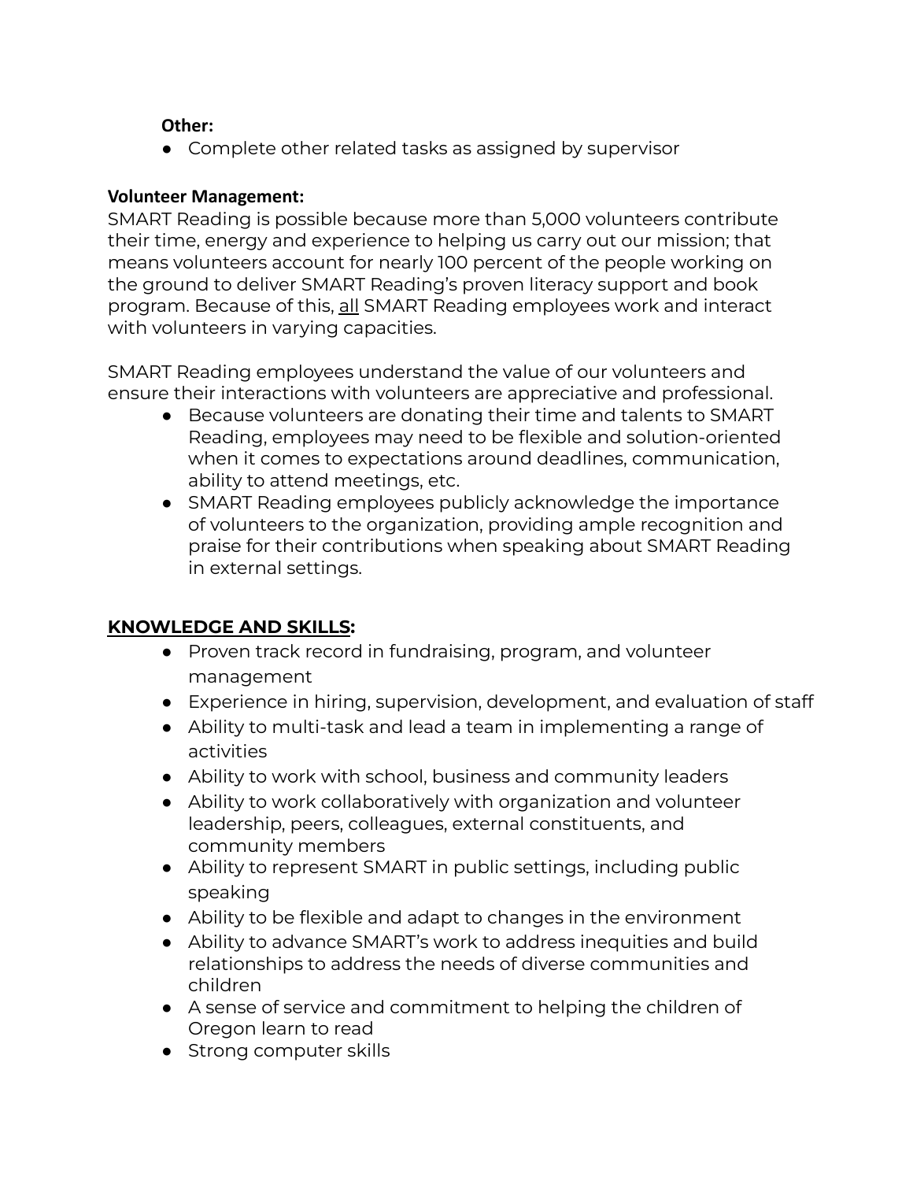**Other:**

- Complete other related tasks as assigned by supervisor

**Volunteer Management:**

SMART Reading is possible because more than 5,000 volunteers contribute their time, energy and experience to helping us carry out our mission; that means volunteers account for nearly 100 percent of the people working on the ground to deliver SMART Reading's proven literacy support and book program. Because of this, <u>all</u> SMART Reading employees work and interact with volunteers in varying capacities.

SMART Reading employees understand the value of our volunteers and ensure their interactions with volunteers are appreciative and professional.

- Because volunteers are donating their time and talents to SMART Reading, employees may need to be flexible and solution-oriented when it comes to expectations around deadlines, communication, ability to attend meetings, etc.
- SMART Reading employees publicly acknowledge the importance of volunteers to the organization, providing ample recognition and praise for their contributions when speaking about SMART Reading in external settings.

## <u>KNOWLEDGE AND SKILLS</u>:

- Proven track record in fundraising, program, and volunteer management
- Experience in hiring, supervision, development, and evaluation of staff
- Ability to multi-task and lead a team in implementing a range of activities
- Ability to work with school, business and community leaders
- Ability to work collaboratively with organization and volunteer leadership, peers, colleagues, external constituents, and community members
- Ability to represent SMART in public settings, including public speaking
- Ability to be flexible and adapt to changes in the environment
- Ability to advance SMART's work to address inequities and build relationships to address the needs of diverse communities and children
- A sense of service and commitment to helping the children of Oregon learn to read
- Strong computer skills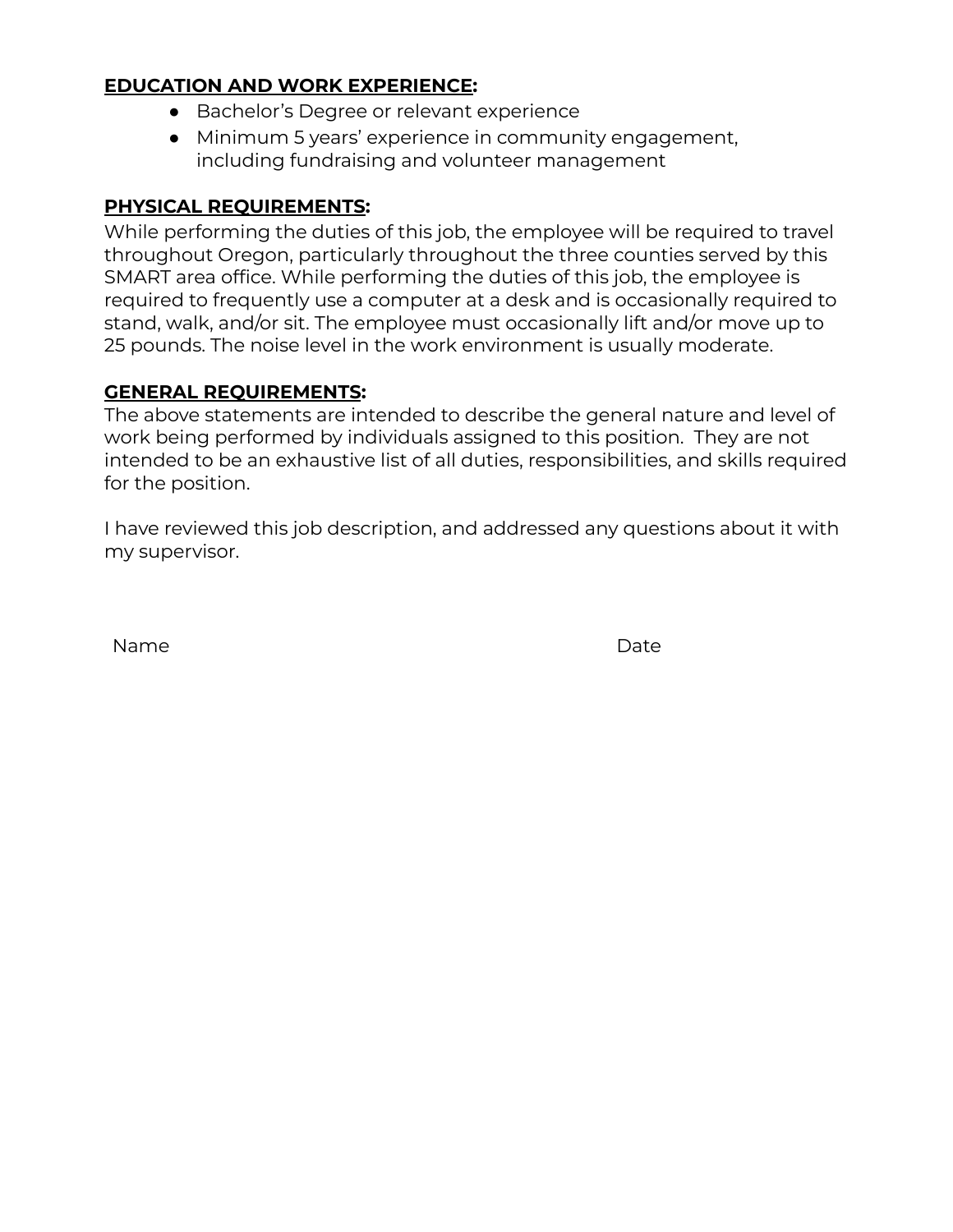**EDUCATION AND WORK EXPERIENCE:**

- Bachelor's Degree or relevant experience
- Minimum 5 years' experience in community engagement, including fundraising and volunteer management

**PHYSICAL REQUIREMENTS:**

While performing the duties of this job, the employee will be required to travel throughout Oregon, particularly throughout the three counties served by this SMART area office. While performing the duties of this job, the employee is required to frequently use a computer at a desk and is occasionally required to stand, walk, and/or sit. The employee must occasionally lift and/or move up to 25 pounds. The noise level in the work environment is usually moderate.

**GENERAL REQUIREMENTS:**

The above statements are intended to describe the general nature and level of work being performed by individuals assigned to this position. They are not intended to be an exhaustive list of all duties, responsibilities, and skills required for the position.

I have reviewed this job description, and addressed any questions about it with my supervisor.

Name                                                                                    Date